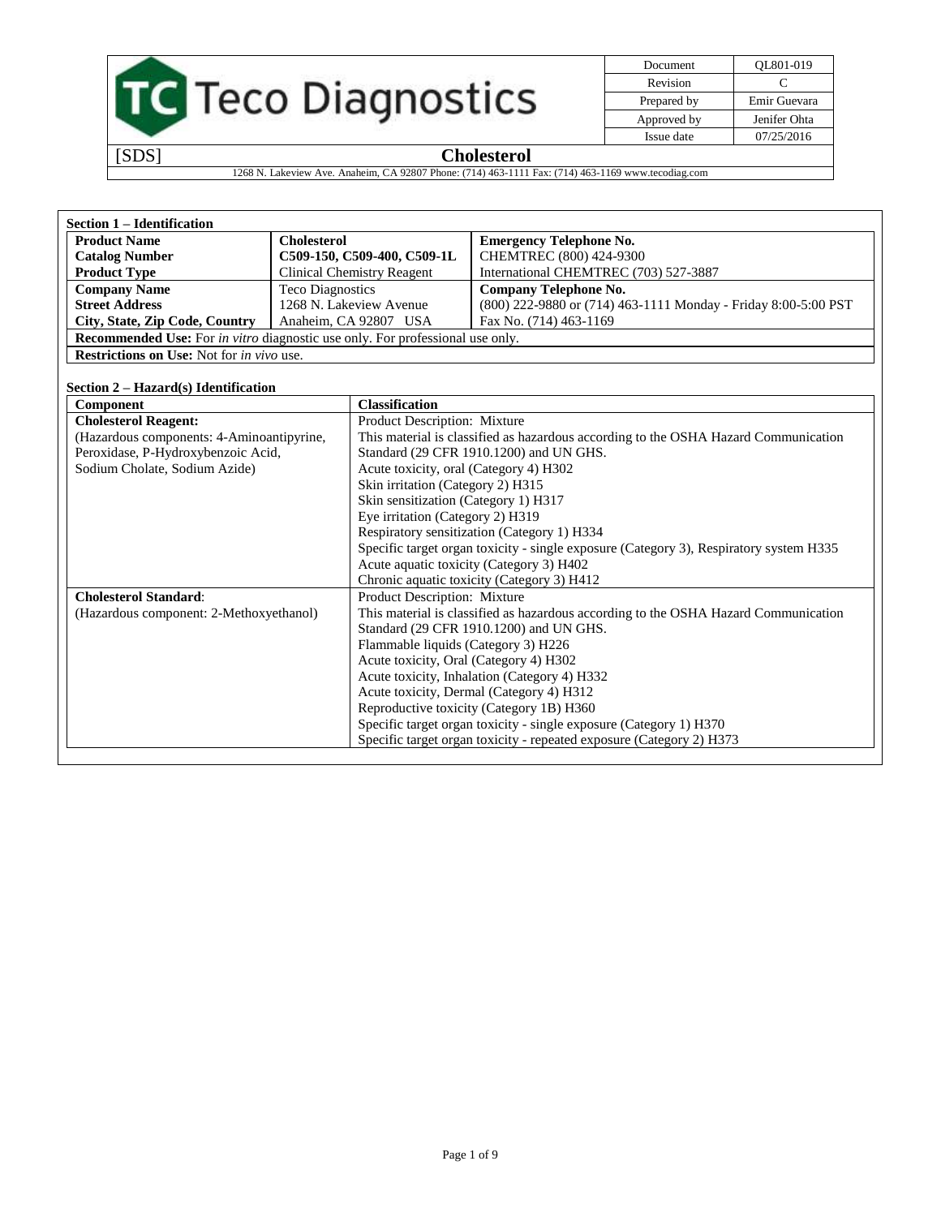| Teco Diagnostics | Document | QL801-019 |
| --- | --- | --- |
| | Revision | C |
| | Prepared by | Emir Guevara |
| | Approved by | Jenifer Ohta |
| | Issue date | 07/25/2016 |

[SDS] **Cholesterol**

1268 N. Lakeview Ave. Anaheim, CA 92807 Phone: (714) 463-1111 Fax: (714) 463-1169 www.tecodiag.com

## Section 1 – Identification

| **Product Name** | **Cholesterol** | **Emergency Telephone No.** |
| --- | --- | --- |
| **Catalog Number** | **C509-150, C509-400, C509-1L** | CHEMTREC (800) 424-9300 |
| **Product Type** | Clinical Chemistry Reagent | International CHEMTREC (703) 527-3887 |
| **Company Name** | Teco Diagnostics | **Company Telephone No.** |
| **Street Address** | 1268 N. Lakeview Avenue | (800) 222-9880 or (714) 463-1111 Monday - Friday 8:00-5:00 PST |
| **City, State, Zip Code, Country** | Anaheim, CA 92807 USA | Fax No. (714) 463-1169 |

**Recommended Use:** For *in vitro* diagnostic use only. For professional use only.

**Restrictions on Use:** Not for *in vivo* use.

## Section 2 – Hazard(s) Identification

| **Component** | **Classification** |
| --- | --- |
| **Cholesterol Reagent:**<br>(Hazardous components: 4-Aminoantipyrine, Peroxidase, P-Hydroxybenzoic Acid, Sodium Cholate, Sodium Azide) | Product Description: Mixture<br>This material is classified as hazardous according to the OSHA Hazard Communication Standard (29 CFR 1910.1200) and UN GHS.<br>Acute toxicity, oral (Category 4) H302<br>Skin irritation (Category 2) H315<br>Skin sensitization (Category 1) H317<br>Eye irritation (Category 2) H319<br>Respiratory sensitization (Category 1) H334<br>Specific target organ toxicity - single exposure (Category 3), Respiratory system H335<br>Acute aquatic toxicity (Category 3) H402<br>Chronic aquatic toxicity (Category 3) H412 |
| **Cholesterol Standard**:<br>(Hazardous component: 2-Methoxyethanol) | Product Description: Mixture<br>This material is classified as hazardous according to the OSHA Hazard Communication Standard (29 CFR 1910.1200) and UN GHS.<br>Flammable liquids (Category 3) H226<br>Acute toxicity, Oral (Category 4) H302<br>Acute toxicity, Inhalation (Category 4) H332<br>Acute toxicity, Dermal (Category 4) H312<br>Reproductive toxicity (Category 1B) H360<br>Specific target organ toxicity - single exposure (Category 1) H370<br>Specific target organ toxicity - repeated exposure (Category 2) H373 |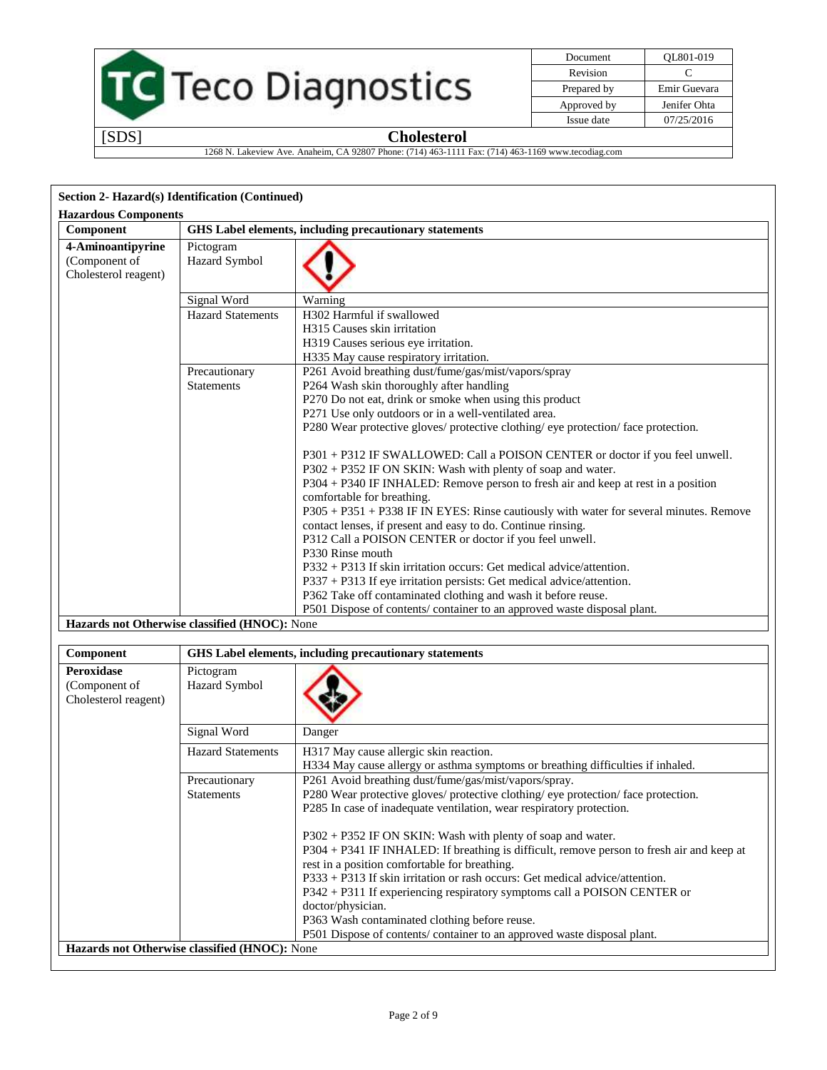## Section 2- Hazard(s) Identification (Continued)

**Hazardous Components**

| Component | GHS Label elements, including precautionary statements | |
|---|---|---|
| **4-Aminoantipyrine** (Component of Cholesterol reagent) | Pictogram Hazard Symbol | |
| | Signal Word | Warning |
| | Hazard Statements | H302 Harmful if swallowed<br>H315 Causes skin irritation<br>H319 Causes serious eye irritation.<br>H335 May cause respiratory irritation. |
| | Precautionary Statements | P261 Avoid breathing dust/fume/gas/mist/vapors/spray<br>P264 Wash skin thoroughly after handling<br>P270 Do not eat, drink or smoke when using this product<br>P271 Use only outdoors or in a well-ventilated area.<br>P280 Wear protective gloves/ protective clothing/ eye protection/ face protection.<br><br>P301 + P312 IF SWALLOWED: Call a POISON CENTER or doctor if you feel unwell.<br>P302 + P352 IF ON SKIN: Wash with plenty of soap and water.<br>P304 + P340 IF INHALED: Remove person to fresh air and keep at rest in a position comfortable for breathing.<br>P305 + P351 + P338 IF IN EYES: Rinse cautiously with water for several minutes. Remove contact lenses, if present and easy to do. Continue rinsing.<br>P312 Call a POISON CENTER or doctor if you feel unwell.<br>P330 Rinse mouth<br>P332 + P313 If skin irritation occurs: Get medical advice/attention.<br>P337 + P313 If eye irritation persists: Get medical advice/attention.<br>P362 Take off contaminated clothing and wash it before reuse.<br>P501 Dispose of contents/ container to an approved waste disposal plant. |
| **Hazards not Otherwise classified (HNOC):** None | | |

| Component | GHS Label elements, including precautionary statements | |
|---|---|---|
| **Peroxidase** (Component of Cholesterol reagent) | Pictogram Hazard Symbol | |
| | Signal Word | Danger |
| | Hazard Statements | H317 May cause allergic skin reaction.<br>H334 May cause allergy or asthma symptoms or breathing difficulties if inhaled. |
| | Precautionary Statements | P261 Avoid breathing dust/fume/gas/mist/vapors/spray.<br>P280 Wear protective gloves/ protective clothing/ eye protection/ face protection.<br>P285 In case of inadequate ventilation, wear respiratory protection.<br><br>P302 + P352 IF ON SKIN: Wash with plenty of soap and water.<br>P304 + P341 IF INHALED: If breathing is difficult, remove person to fresh air and keep at rest in a position comfortable for breathing.<br>P333 + P313 If skin irritation or rash occurs: Get medical advice/attention.<br>P342 + P311 If experiencing respiratory symptoms call a POISON CENTER or doctor/physician.<br>P363 Wash contaminated clothing before reuse.<br>P501 Dispose of contents/ container to an approved waste disposal plant. |
| **Hazards not Otherwise classified (HNOC):** None | | |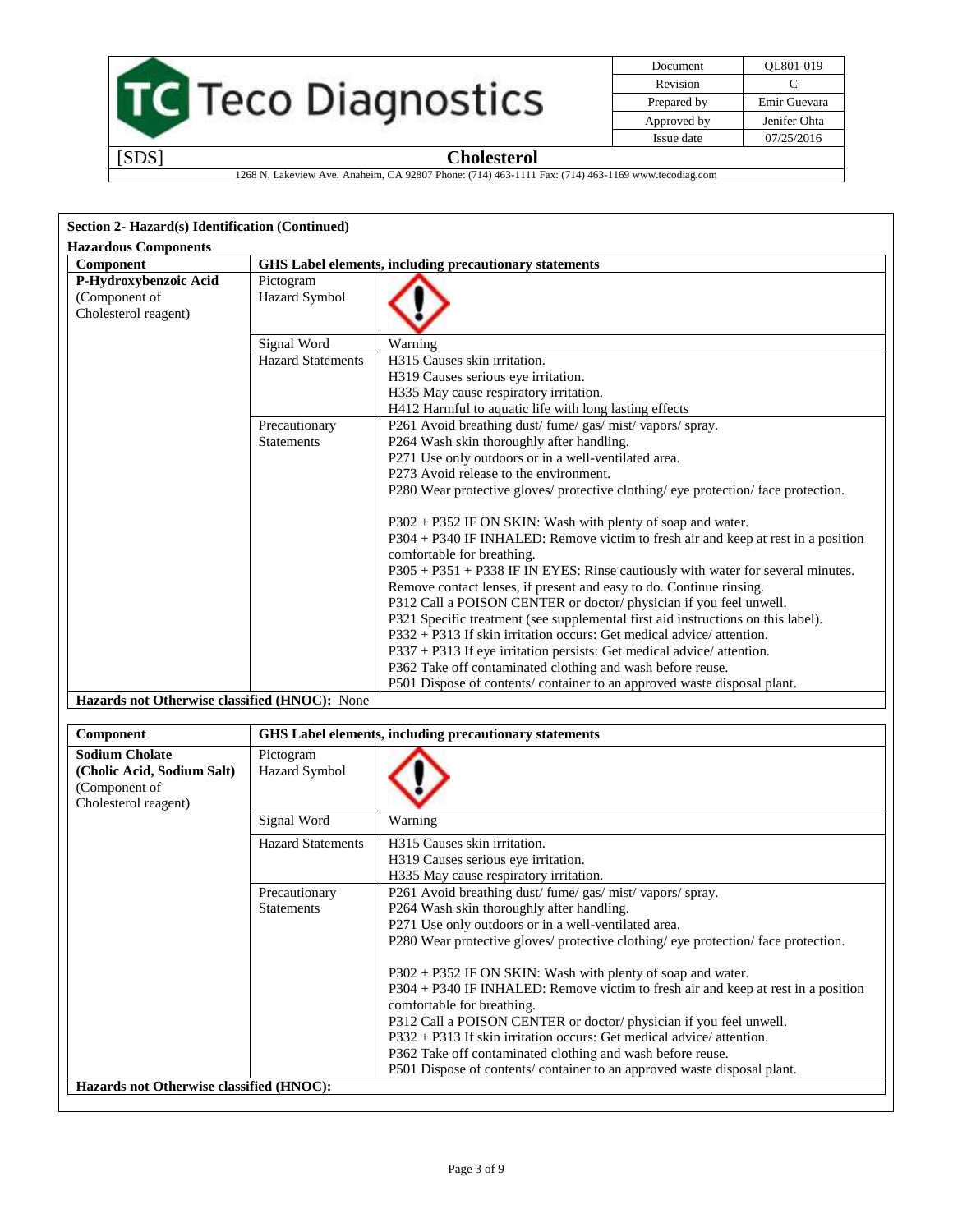## Section 2- Hazard(s) Identification (Continued)

**Hazardous Components**

| Component | GHS Label elements, including precautionary statements | |
|---|---|---|
| **P-Hydroxybenzoic Acid** (Component of Cholesterol reagent) | Pictogram Hazard Symbol | |
| | Signal Word | Warning |
| | Hazard Statements | H315 Causes skin irritation.<br>H319 Causes serious eye irritation.<br>H335 May cause respiratory irritation.<br>H412 Harmful to aquatic life with long lasting effects |
| | Precautionary Statements | P261 Avoid breathing dust/ fume/ gas/ mist/ vapors/ spray.<br>P264 Wash skin thoroughly after handling.<br>P271 Use only outdoors or in a well-ventilated area.<br>P273 Avoid release to the environment.<br>P280 Wear protective gloves/ protective clothing/ eye protection/ face protection.<br><br>P302 + P352 IF ON SKIN: Wash with plenty of soap and water.<br>P304 + P340 IF INHALED: Remove victim to fresh air and keep at rest in a position comfortable for breathing.<br>P305 + P351 + P338 IF IN EYES: Rinse cautiously with water for several minutes. Remove contact lenses, if present and easy to do. Continue rinsing.<br>P312 Call a POISON CENTER or doctor/ physician if you feel unwell.<br>P321 Specific treatment (see supplemental first aid instructions on this label).<br>P332 + P313 If skin irritation occurs: Get medical advice/ attention.<br>P337 + P313 If eye irritation persists: Get medical advice/ attention.<br>P362 Take off contaminated clothing and wash before reuse.<br>P501 Dispose of contents/ container to an approved waste disposal plant. |
| **Hazards not Otherwise classified (HNOC):** None | | |

| Component | GHS Label elements, including precautionary statements | |
|---|---|---|
| **Sodium Cholate (Cholic Acid, Sodium Salt)** (Component of Cholesterol reagent) | Pictogram Hazard Symbol | |
| | Signal Word | Warning |
| | Hazard Statements | H315 Causes skin irritation.<br>H319 Causes serious eye irritation.<br>H335 May cause respiratory irritation. |
| | Precautionary Statements | P261 Avoid breathing dust/ fume/ gas/ mist/ vapors/ spray.<br>P264 Wash skin thoroughly after handling.<br>P271 Use only outdoors or in a well-ventilated area.<br>P280 Wear protective gloves/ protective clothing/ eye protection/ face protection.<br><br>P302 + P352 IF ON SKIN: Wash with plenty of soap and water.<br>P304 + P340 IF INHALED: Remove victim to fresh air and keep at rest in a position comfortable for breathing.<br>P312 Call a POISON CENTER or doctor/ physician if you feel unwell.<br>P332 + P313 If skin irritation occurs: Get medical advice/ attention.<br>P362 Take off contaminated clothing and wash before reuse.<br>P501 Dispose of contents/ container to an approved waste disposal plant. |
| **Hazards not Otherwise classified (HNOC):** | | |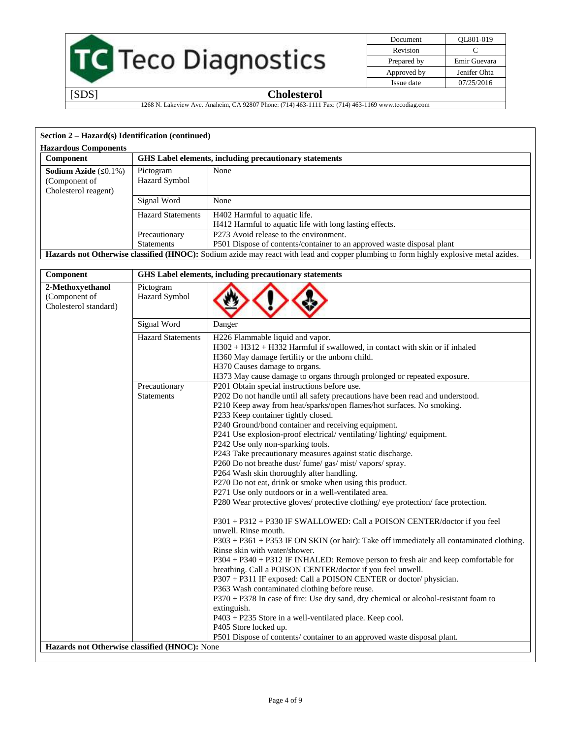## Section 2 – Hazard(s) Identification (continued)

**Hazardous Components**

| Component | GHS Label elements, including precautionary statements | |
|---|---|---|
| **Sodium Azide** (≤0.1%) (Component of Cholesterol reagent) | Pictogram Hazard Symbol | None |
| | Signal Word | None |
| | Hazard Statements | H402 Harmful to aquatic life.<br>H412 Harmful to aquatic life with long lasting effects. |
| | Precautionary Statements | P273 Avoid release to the environment.<br>P501 Dispose of contents/container to an approved waste disposal plant |

**Hazards not Otherwise classified (HNOC):** Sodium azide may react with lead and copper plumbing to form highly explosive metal azides.

| Component | GHS Label elements, including precautionary statements | |
|---|---|---|
| **2-Methoxyethanol** (Component of Cholesterol standard) | Pictogram Hazard Symbol | |
| | Signal Word | Danger |
| | Hazard Statements | H226 Flammable liquid and vapor.<br>H302 + H312 + H332 Harmful if swallowed, in contact with skin or if inhaled<br>H360 May damage fertility or the unborn child.<br>H370 Causes damage to organs.<br>H373 May cause damage to organs through prolonged or repeated exposure. |
| | Precautionary Statements | P201 Obtain special instructions before use.<br>P202 Do not handle until all safety precautions have been read and understood.<br>P210 Keep away from heat/sparks/open flames/hot surfaces. No smoking.<br>P233 Keep container tightly closed.<br>P240 Ground/bond container and receiving equipment.<br>P241 Use explosion-proof electrical/ ventilating/ lighting/ equipment.<br>P242 Use only non-sparking tools.<br>P243 Take precautionary measures against static discharge.<br>P260 Do not breathe dust/ fume/ gas/ mist/ vapors/ spray.<br>P264 Wash skin thoroughly after handling.<br>P270 Do not eat, drink or smoke when using this product.<br>P271 Use only outdoors or in a well-ventilated area.<br>P280 Wear protective gloves/ protective clothing/ eye protection/ face protection.<br><br>P301 + P312 + P330 IF SWALLOWED: Call a POISON CENTER/doctor if you feel unwell. Rinse mouth.<br>P303 + P361 + P353 IF ON SKIN (or hair): Take off immediately all contaminated clothing. Rinse skin with water/shower.<br>P304 + P340 + P312 IF INHALED: Remove person to fresh air and keep comfortable for breathing. Call a POISON CENTER/doctor if you feel unwell.<br>P307 + P311 IF exposed: Call a POISON CENTER or doctor/ physician.<br>P363 Wash contaminated clothing before reuse.<br>P370 + P378 In case of fire: Use dry sand, dry chemical or alcohol-resistant foam to extinguish.<br>P403 + P235 Store in a well-ventilated place. Keep cool.<br>P405 Store locked up.<br>P501 Dispose of contents/ container to an approved waste disposal plant. |

**Hazards not Otherwise classified (HNOC):** None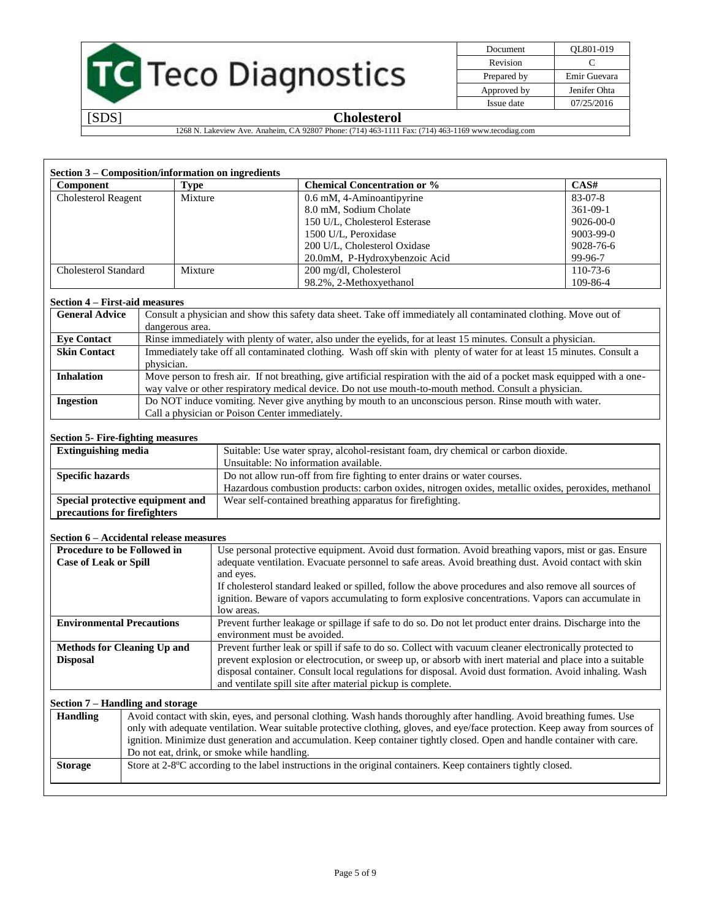## Section 3 – Composition/information on ingredients

| Component | Type | Chemical Concentration or % | CAS# |
|---|---|---|---|
| Cholesterol Reagent | Mixture | 0.6 mM, 4-Aminoantipyrine<br>8.0 mM, Sodium Cholate<br>150 U/L, Cholesterol Esterase<br>1500 U/L, Peroxidase<br>200 U/L, Cholesterol Oxidase<br>20.0mM, P-Hydroxybenzoic Acid | 83-07-8<br>361-09-1<br>9026-00-0<br>9003-99-0<br>9028-76-6<br>99-96-7 |
| Cholesterol Standard | Mixture | 200 mg/dl, Cholesterol<br>98.2%, 2-Methoxyethanol | 110-73-6<br>109-86-4 |

## Section 4 – First-aid measures

| | |
|---|---|
| **General Advice** | Consult a physician and show this safety data sheet. Take off immediately all contaminated clothing. Move out of dangerous area. |
| **Eye Contact** | Rinse immediately with plenty of water, also under the eyelids, for at least 15 minutes. Consult a physician. |
| **Skin Contact** | Immediately take off all contaminated clothing. Wash off skin with plenty of water for at least 15 minutes. Consult a physician. |
| **Inhalation** | Move person to fresh air. If not breathing, give artificial respiration with the aid of a pocket mask equipped with a one-way valve or other respiratory medical device. Do not use mouth-to-mouth method. Consult a physician. |
| **Ingestion** | Do NOT induce vomiting. Never give anything by mouth to an unconscious person. Rinse mouth with water. Call a physician or Poison Center immediately. |

## Section 5- Fire-fighting measures

| | |
|---|---|
| **Extinguishing media** | Suitable: Use water spray, alcohol-resistant foam, dry chemical or carbon dioxide.<br>Unsuitable: No information available. |
| **Specific hazards** | Do not allow run-off from fire fighting to enter drains or water courses.<br>Hazardous combustion products: carbon oxides, nitrogen oxides, metallic oxides, peroxides, methanol |
| **Special protective equipment and precautions for firefighters** | Wear self-contained breathing apparatus for firefighting. |

## Section 6 – Accidental release measures

| | |
|---|---|
| **Procedure to be Followed in Case of Leak or Spill** | Use personal protective equipment. Avoid dust formation. Avoid breathing vapors, mist or gas. Ensure adequate ventilation. Evacuate personnel to safe areas. Avoid breathing dust. Avoid contact with skin and eyes.<br>If cholesterol standard leaked or spilled, follow the above procedures and also remove all sources of ignition. Beware of vapors accumulating to form explosive concentrations. Vapors can accumulate in low areas. |
| **Environmental Precautions** | Prevent further leakage or spillage if safe to do so. Do not let product enter drains. Discharge into the environment must be avoided. |
| **Methods for Cleaning Up and Disposal** | Prevent further leak or spill if safe to do so. Collect with vacuum cleaner electronically protected to prevent explosion or electrocution, or sweep up, or absorb with inert material and place into a suitable disposal container. Consult local regulations for disposal. Avoid dust formation. Avoid inhaling. Wash and ventilate spill site after material pickup is complete. |

## Section 7 – Handling and storage

| | |
|---|---|
| **Handling** | Avoid contact with skin, eyes, and personal clothing. Wash hands thoroughly after handling. Avoid breathing fumes. Use only with adequate ventilation. Wear suitable protective clothing, gloves, and eye/face protection. Keep away from sources of ignition. Minimize dust generation and accumulation. Keep container tightly closed. Open and handle container with care. Do not eat, drink, or smoke while handling. |
| **Storage** | Store at 2-8ºC according to the label instructions in the original containers. Keep containers tightly closed. |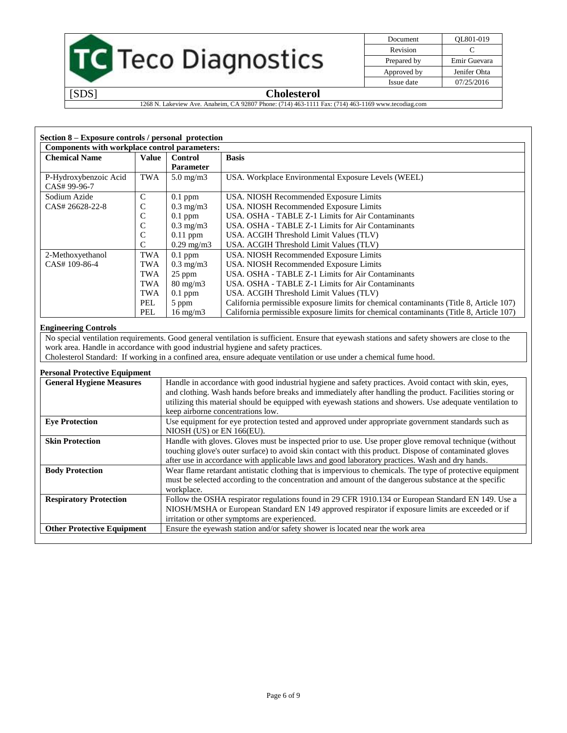## Section 8 – Exposure controls / personal protection

**Components with workplace control parameters:**

| Chemical Name | Value | Control Parameter | Basis |
|---|---|---|---|
| P-Hydroxybenzoic Acid CAS# 99-96-7 | TWA | 5.0 mg/m3 | USA. Workplace Environmental Exposure Levels (WEEL) |
| Sodium Azide CAS# 26628-22-8 | C | 0.1 ppm | USA. NIOSH Recommended Exposure Limits |
| | C | 0.3 mg/m3 | USA. NIOSH Recommended Exposure Limits |
| | C | 0.1 ppm | USA. OSHA - TABLE Z-1 Limits for Air Contaminants |
| | C | 0.3 mg/m3 | USA. OSHA - TABLE Z-1 Limits for Air Contaminants |
| | C | 0.11 ppm | USA. ACGIH Threshold Limit Values (TLV) |
| | C | 0.29 mg/m3 | USA. ACGIH Threshold Limit Values (TLV) |
| 2-Methoxyethanol CAS# 109-86-4 | TWA | 0.1 ppm | USA. NIOSH Recommended Exposure Limits |
| | TWA | 0.3 mg/m3 | USA. NIOSH Recommended Exposure Limits |
| | TWA | 25 ppm | USA. OSHA - TABLE Z-1 Limits for Air Contaminants |
| | TWA | 80 mg/m3 | USA. OSHA - TABLE Z-1 Limits for Air Contaminants |
| | TWA | 0.1 ppm | USA. ACGIH Threshold Limit Values (TLV) |
| | PEL | 5 ppm | California permissible exposure limits for chemical contaminants (Title 8, Article 107) |
| | PEL | 16 mg/m3 | California permissible exposure limits for chemical contaminants (Title 8, Article 107) |

**Engineering Controls**

No special ventilation requirements. Good general ventilation is sufficient. Ensure that eyewash stations and safety showers are close to the work area. Handle in accordance with good industrial hygiene and safety practices.
Cholesterol Standard: If working in a confined area, ensure adequate ventilation or use under a chemical fume hood.

**Personal Protective Equipment**

| | |
|---|---|
| **General Hygiene Measures** | Handle in accordance with good industrial hygiene and safety practices. Avoid contact with skin, eyes, and clothing. Wash hands before breaks and immediately after handling the product. Facilities storing or utilizing this material should be equipped with eyewash stations and showers. Use adequate ventilation to keep airborne concentrations low. |
| **Eye Protection** | Use equipment for eye protection tested and approved under appropriate government standards such as NIOSH (US) or EN 166(EU). |
| **Skin Protection** | Handle with gloves. Gloves must be inspected prior to use. Use proper glove removal technique (without touching glove's outer surface) to avoid skin contact with this product. Dispose of contaminated gloves after use in accordance with applicable laws and good laboratory practices. Wash and dry hands. |
| **Body Protection** | Wear flame retardant antistatic clothing that is impervious to chemicals. The type of protective equipment must be selected according to the concentration and amount of the dangerous substance at the specific workplace. |
| **Respiratory Protection** | Follow the OSHA respirator regulations found in 29 CFR 1910.134 or European Standard EN 149. Use a NIOSH/MSHA or European Standard EN 149 approved respirator if exposure limits are exceeded or if irritation or other symptoms are experienced. |
| **Other Protective Equipment** | Ensure the eyewash station and/or safety shower is located near the work area |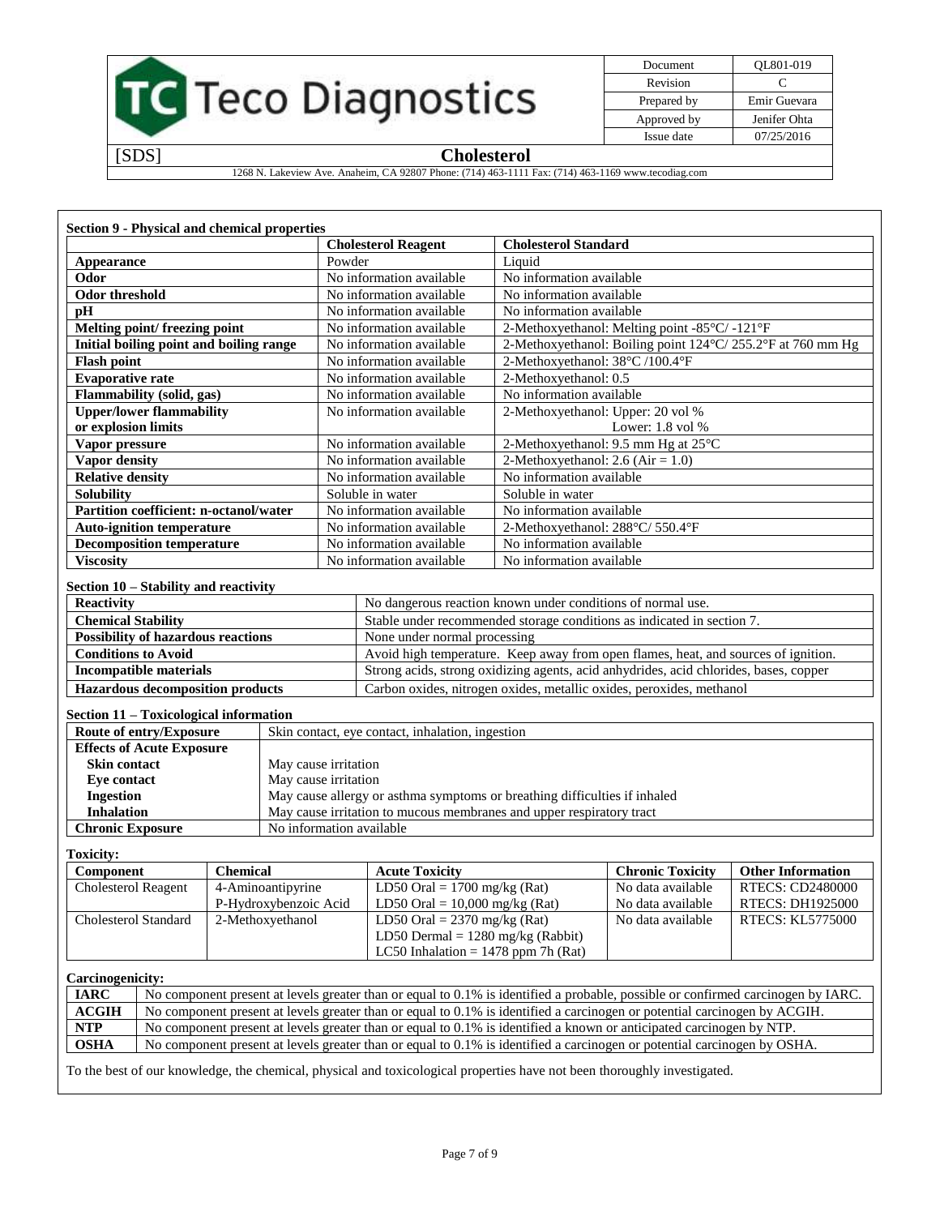## Section 9 - Physical and chemical properties

| | Cholesterol Reagent | Cholesterol Standard |
|---|---|---|
| **Appearance** | Powder | Liquid |
| **Odor** | No information available | No information available |
| **Odor threshold** | No information available | No information available |
| **pH** | No information available | No information available |
| **Melting point/ freezing point** | No information available | 2-Methoxyethanol: Melting point -85°C/ -121°F |
| **Initial boiling point and boiling range** | No information available | 2-Methoxyethanol: Boiling point 124°C/ 255.2°F at 760 mm Hg |
| **Flash point** | No information available | 2-Methoxyethanol: 38°C /100.4°F |
| **Evaporative rate** | No information available | 2-Methoxyethanol: 0.5 |
| **Flammability (solid, gas)** | No information available | No information available |
| **Upper/lower flammability or explosion limits** | No information available | 2-Methoxyethanol: Upper: 20 vol % Lower: 1.8 vol % |
| **Vapor pressure** | No information available | 2-Methoxyethanol: 9.5 mm Hg at 25°C |
| **Vapor density** | No information available | 2-Methoxyethanol: 2.6 (Air = 1.0) |
| **Relative density** | No information available | No information available |
| **Solubility** | Soluble in water | Soluble in water |
| **Partition coefficient: n-octanol/water** | No information available | No information available |
| **Auto-ignition temperature** | No information available | 2-Methoxyethanol: 288°C/ 550.4°F |
| **Decomposition temperature** | No information available | No information available |
| **Viscosity** | No information available | No information available |

## Section 10 – Stability and reactivity

| | |
|---|---|
| **Reactivity** | No dangerous reaction known under conditions of normal use. |
| **Chemical Stability** | Stable under recommended storage conditions as indicated in section 7. |
| **Possibility of hazardous reactions** | None under normal processing |
| **Conditions to Avoid** | Avoid high temperature. Keep away from open flames, heat, and sources of ignition. |
| **Incompatible materials** | Strong acids, strong oxidizing agents, acid anhydrides, acid chlorides, bases, copper |
| **Hazardous decomposition products** | Carbon oxides, nitrogen oxides, metallic oxides, peroxides, methanol |

## Section 11 – Toxicological information

| | |
|---|---|
| **Route of entry/Exposure** | Skin contact, eye contact, inhalation, ingestion |
| **Effects of Acute Exposure** | |
| **Skin contact** | May cause irritation |
| **Eye contact** | May cause irritation |
| **Ingestion** | May cause allergy or asthma symptoms or breathing difficulties if inhaled |
| **Inhalation** | May cause irritation to mucous membranes and upper respiratory tract |
| **Chronic Exposure** | No information available |

**Toxicity:**

| Component | Chemical | Acute Toxicity | Chronic Toxicity | Other Information |
|---|---|---|---|---|
| Cholesterol Reagent | 4-Aminoantipyrine | LD50 Oral = 1700 mg/kg (Rat) | No data available | RTECS: CD2480000 |
| | P-Hydroxybenzoic Acid | LD50 Oral = 10,000 mg/kg (Rat) | No data available | RTECS: DH1925000 |
| Cholesterol Standard | 2-Methoxyethanol | LD50 Oral = 2370 mg/kg (Rat)<br>LD50 Dermal = 1280 mg/kg (Rabbit)<br>LC50 Inhalation = 1478 ppm 7h (Rat) | No data available | RTECS: KL5775000 |

**Carcinogenicity:**

| | |
|---|---|
| **IARC** | No component present at levels greater than or equal to 0.1% is identified a probable, possible or confirmed carcinogen by IARC. |
| **ACGIH** | No component present at levels greater than or equal to 0.1% is identified a carcinogen or potential carcinogen by ACGIH. |
| **NTP** | No component present at levels greater than or equal to 0.1% is identified a known or anticipated carcinogen by NTP. |
| **OSHA** | No component present at levels greater than or equal to 0.1% is identified a carcinogen or potential carcinogen by OSHA. |

To the best of our knowledge, the chemical, physical and toxicological properties have not been thoroughly investigated.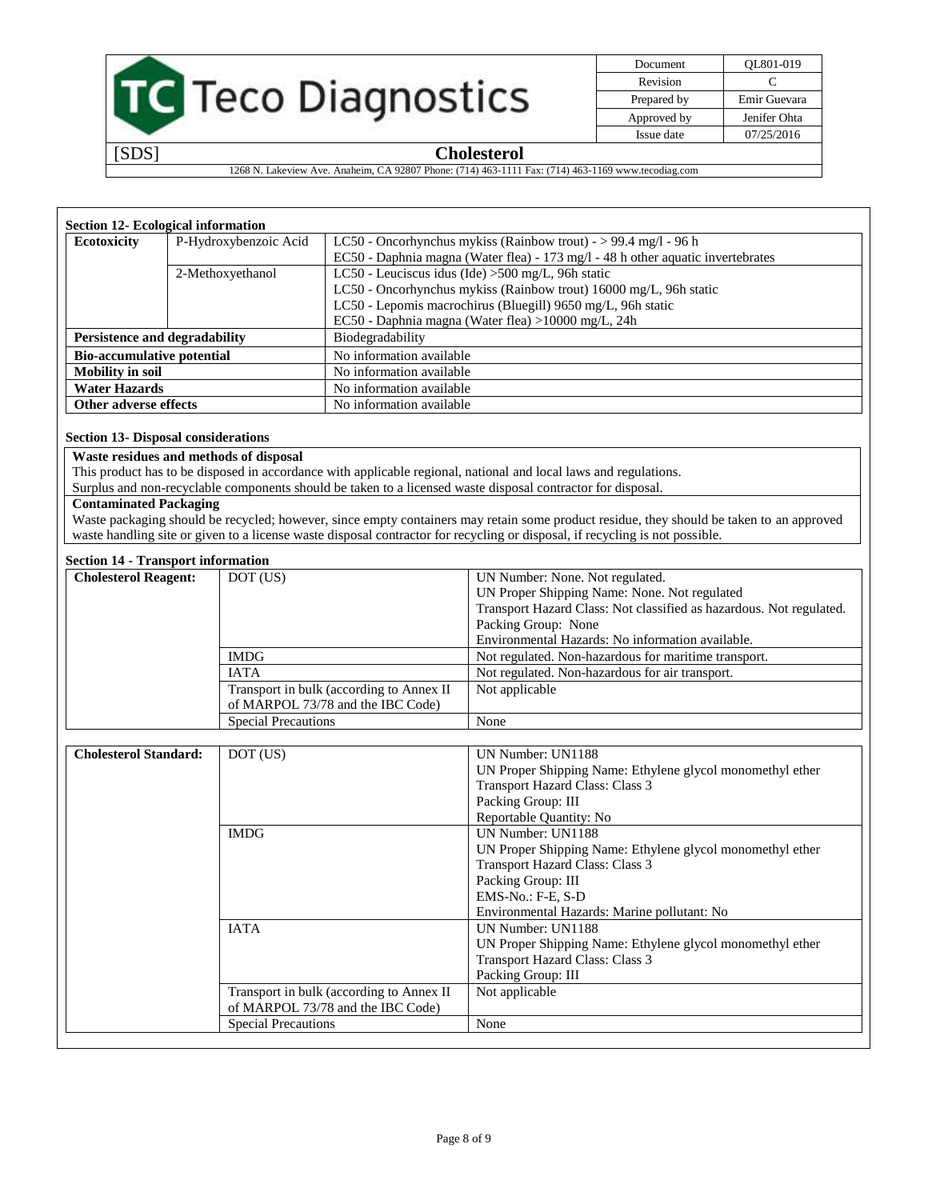## Section 12- Ecological information

| | | |
|---|---|---|
| **Ecotoxicity** | P-Hydroxybenzoic Acid | LC50 - Oncorhynchus mykiss (Rainbow trout) - > 99.4 mg/l - 96 h<br>EC50 - Daphnia magna (Water flea) - 173 mg/l - 48 h other aquatic invertebrates |
| | 2-Methoxyethanol | LC50 - Leuciscus idus (Ide) >500 mg/L, 96h static<br>LC50 - Oncorhynchus mykiss (Rainbow trout) 16000 mg/L, 96h static<br>LC50 - Lepomis macrochirus (Bluegill) 9650 mg/L, 96h static<br>EC50 - Daphnia magna (Water flea) >10000 mg/L, 24h |
| **Persistence and degradability** | | Biodegradability |
| **Bio-accumulative potential** | | No information available |
| **Mobility in soil** | | No information available |
| **Water Hazards** | | No information available |
| **Other adverse effects** | | No information available |

## Section 13- Disposal considerations

**Waste residues and methods of disposal**

This product has to be disposed in accordance with applicable regional, national and local laws and regulations.
Surplus and non-recyclable components should be taken to a licensed waste disposal contractor for disposal.

**Contaminated Packaging**

Waste packaging should be recycled; however, since empty containers may retain some product residue, they should be taken to an approved waste handling site or given to a license waste disposal contractor for recycling or disposal, if recycling is not possible.

## Section 14 - Transport information

| | | |
|---|---|---|
| **Cholesterol Reagent:** | DOT (US) | UN Number: None. Not regulated.<br>UN Proper Shipping Name: None. Not regulated<br>Transport Hazard Class: Not classified as hazardous. Not regulated.<br>Packing Group: None<br>Environmental Hazards: No information available. |
| | IMDG | Not regulated. Non-hazardous for maritime transport. |
| | IATA | Not regulated. Non-hazardous for air transport. |
| | Transport in bulk (according to Annex II of MARPOL 73/78 and the IBC Code) | Not applicable |
| | Special Precautions | None |

| | | |
|---|---|---|
| **Cholesterol Standard:** | DOT (US) | UN Number: UN1188<br>UN Proper Shipping Name: Ethylene glycol monomethyl ether<br>Transport Hazard Class: Class 3<br>Packing Group: III<br>Reportable Quantity: No |
| | IMDG | UN Number: UN1188<br>UN Proper Shipping Name: Ethylene glycol monomethyl ether<br>Transport Hazard Class: Class 3<br>Packing Group: III<br>EMS-No.: F-E, S-D<br>Environmental Hazards: Marine pollutant: No |
| | IATA | UN Number: UN1188<br>UN Proper Shipping Name: Ethylene glycol monomethyl ether<br>Transport Hazard Class: Class 3<br>Packing Group: III |
| | Transport in bulk (according to Annex II of MARPOL 73/78 and the IBC Code) | Not applicable |
| | Special Precautions | None |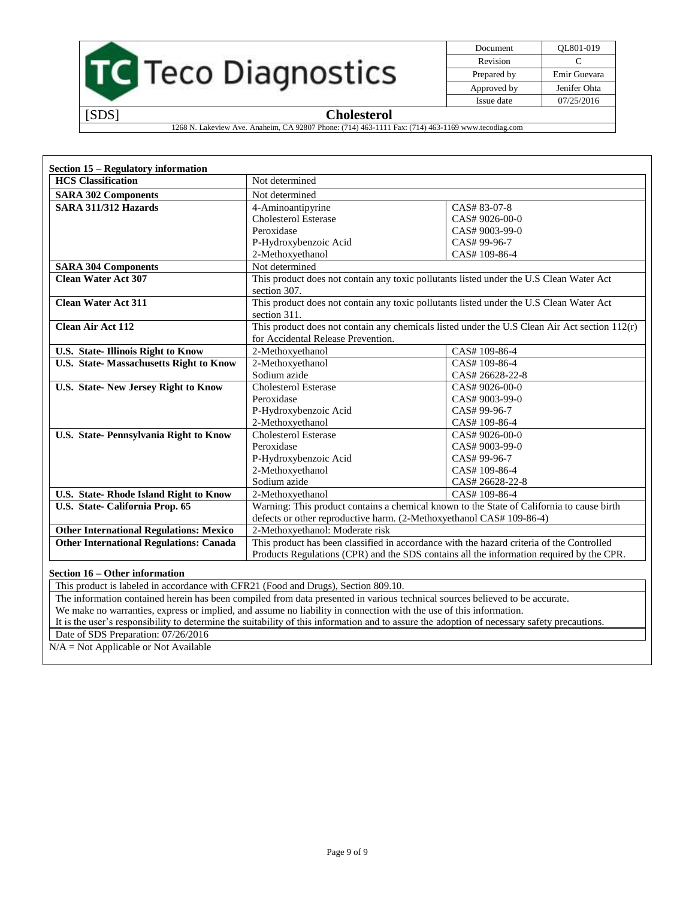## Section 15 – Regulatory information

| | | |
|---|---|---|
| **HCS Classification** | Not determined | |
| **SARA 302 Components** | Not determined | |
| **SARA 311/312 Hazards** | 4-Aminoantipyrine<br>Cholesterol Esterase<br>Peroxidase<br>P-Hydroxybenzoic Acid<br>2-Methoxyethanol | CAS# 83-07-8<br>CAS# 9026-00-0<br>CAS# 9003-99-0<br>CAS# 99-96-7<br>CAS# 109-86-4 |
| **SARA 304 Components** | Not determined | |
| **Clean Water Act 307** | This product does not contain any toxic pollutants listed under the U.S Clean Water Act section 307. | |
| **Clean Water Act 311** | This product does not contain any toxic pollutants listed under the U.S Clean Water Act section 311. | |
| **Clean Air Act 112** | This product does not contain any chemicals listed under the U.S Clean Air Act section 112(r) for Accidental Release Prevention. | |
| **U.S. State- Illinois Right to Know** | 2-Methoxyethanol | CAS# 109-86-4 |
| **U.S. State- Massachusetts Right to Know** | 2-Methoxyethanol<br>Sodium azide | CAS# 109-86-4<br>CAS# 26628-22-8 |
| **U.S. State- New Jersey Right to Know** | Cholesterol Esterase<br>Peroxidase<br>P-Hydroxybenzoic Acid<br>2-Methoxyethanol | CAS# 9026-00-0<br>CAS# 9003-99-0<br>CAS# 99-96-7<br>CAS# 109-86-4 |
| **U.S. State- Pennsylvania Right to Know** | Cholesterol Esterase<br>Peroxidase<br>P-Hydroxybenzoic Acid<br>2-Methoxyethanol<br>Sodium azide | CAS# 9026-00-0<br>CAS# 9003-99-0<br>CAS# 99-96-7<br>CAS# 109-86-4<br>CAS# 26628-22-8 |
| **U.S. State- Rhode Island Right to Know** | 2-Methoxyethanol | CAS# 109-86-4 |
| **U.S. State- California Prop. 65** | Warning: This product contains a chemical known to the State of California to cause birth defects or other reproductive harm. (2-Methoxyethanol CAS# 109-86-4) | |
| **Other International Regulations: Mexico** | 2-Methoxyethanol: Moderate risk | |
| **Other International Regulations: Canada** | This product has been classified in accordance with the hazard criteria of the Controlled Products Regulations (CPR) and the SDS contains all the information required by the CPR. | |

## Section 16 – Other information

This product is labeled in accordance with CFR21 (Food and Drugs), Section 809.10.

The information contained herein has been compiled from data presented in various technical sources believed to be accurate.
We make no warranties, express or implied, and assume no liability in connection with the use of this information.
It is the user's responsibility to determine the suitability of this information and to assure the adoption of necessary safety precautions.

Date of SDS Preparation: 07/26/2016

N/A = Not Applicable or Not Available